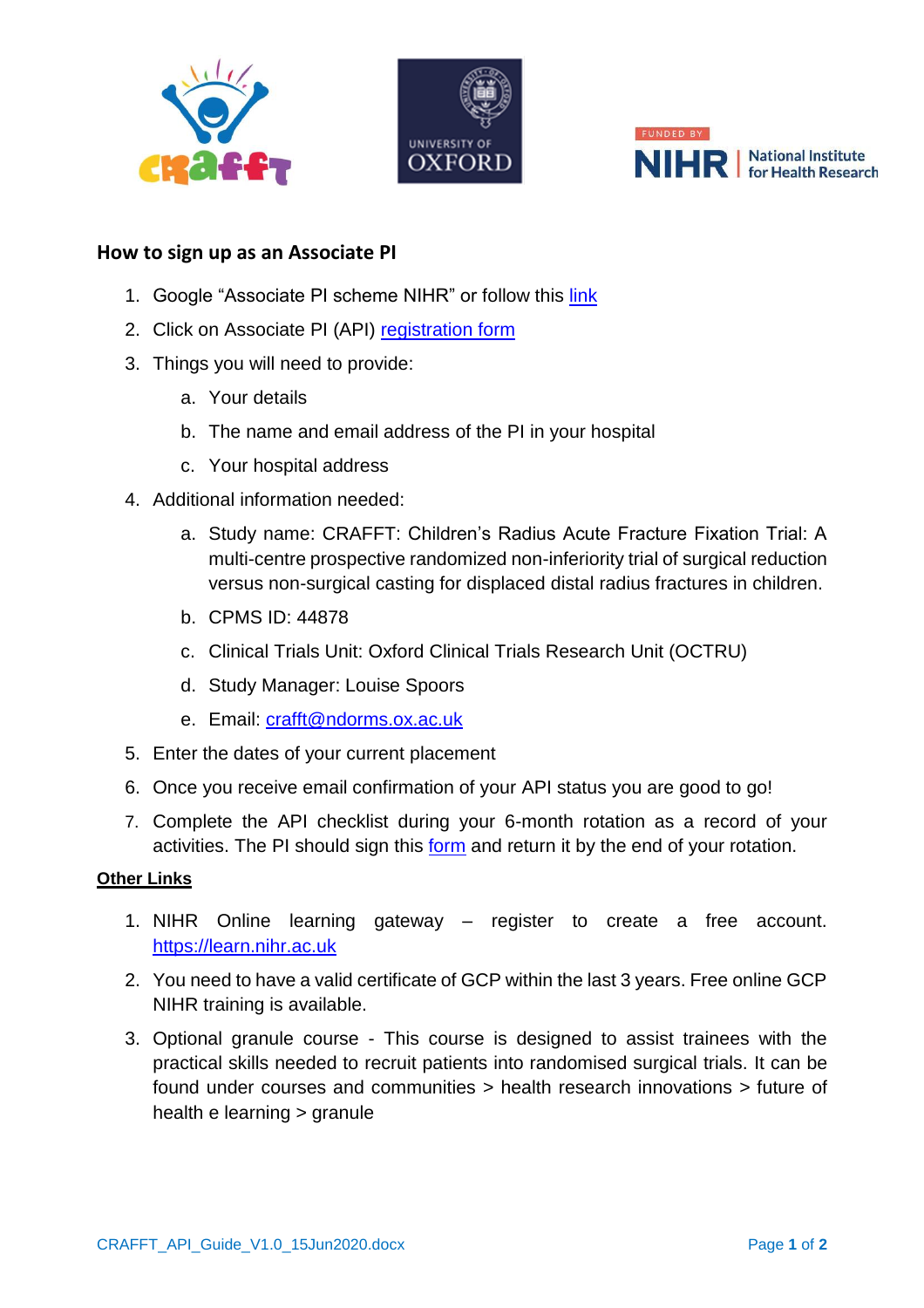## How to sign up as an Associate PI

1. Google “Associate PI scheme NIHR” or follow this link
2. Click on Associate PI (API) registration form
3. Things you will need to provide:
   a. Your details
   b. The name and email address of the PI in your hospital
   c. Your hospital address
4. Additional information needed:
   a. Study name: CRAFFT: Children’s Radius Acute Fracture Fixation Trial: A multi-centre prospective randomized non-inferiority trial of surgical reduction versus non-surgical casting for displaced distal radius fractures in children.
   b. CPMS ID: 44878
   c. Clinical Trials Unit: Oxford Clinical Trials Research Unit (OCTRU)
   d. Study Manager: Louise Spoors
   e. Email: crafft@ndorms.ox.ac.uk
5. Enter the dates of your current placement
6. Once you receive email confirmation of your API status you are good to go!
7. Complete the API checklist during your 6-month rotation as a record of your activities. The PI should sign this form and return it by the end of your rotation.

**Other Links**

1. NIHR Online learning gateway – register to create a free account. https://learn.nihr.ac.uk
2. You need to have a valid certificate of GCP within the last 3 years. Free online GCP NIHR training is available.
3. Optional granule course - This course is designed to assist trainees with the practical skills needed to recruit patients into randomised surgical trials. It can be found under courses and communities > health research innovations > future of health e learning > granule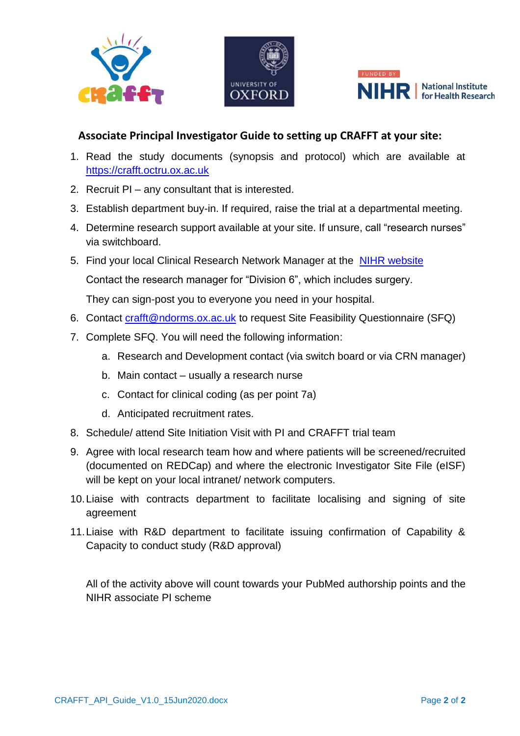## Associate Principal Investigator Guide to setting up CRAFFT at your site:

1. Read the study documents (synopsis and protocol) which are available at [https://crafft.octru.ox.ac.uk](https://crafft.octru.ox.ac.uk)
2. Recruit PI – any consultant that is interested.
3. Establish department buy-in. If required, raise the trial at a departmental meeting.
4. Determine research support available at your site. If unsure, call "research nurses" via switchboard.
5. Find your local Clinical Research Network Manager at the NIHR website

   Contact the research manager for "Division 6", which includes surgery.

   They can sign-post you to everyone you need in your hospital.
6. Contact [crafft@ndorms.ox.ac.uk](mailto:crafft@ndorms.ox.ac.uk) to request Site Feasibility Questionnaire (SFQ)
7. Complete SFQ. You will need the following information:
   a. Research and Development contact (via switch board or via CRN manager)
   b. Main contact – usually a research nurse
   c. Contact for clinical coding (as per point 7a)
   d. Anticipated recruitment rates.
8. Schedule/ attend Site Initiation Visit with PI and CRAFFT trial team
9. Agree with local research team how and where patients will be screened/recruited (documented on REDCap) and where the electronic Investigator Site File (eISF) will be kept on your local intranet/ network computers.
10. Liaise with contracts department to facilitate localising and signing of site agreement
11. Liaise with R&D department to facilitate issuing confirmation of Capability & Capacity to conduct study (R&D approval)

All of the activity above will count towards your PubMed authorship points and the NIHR associate PI scheme